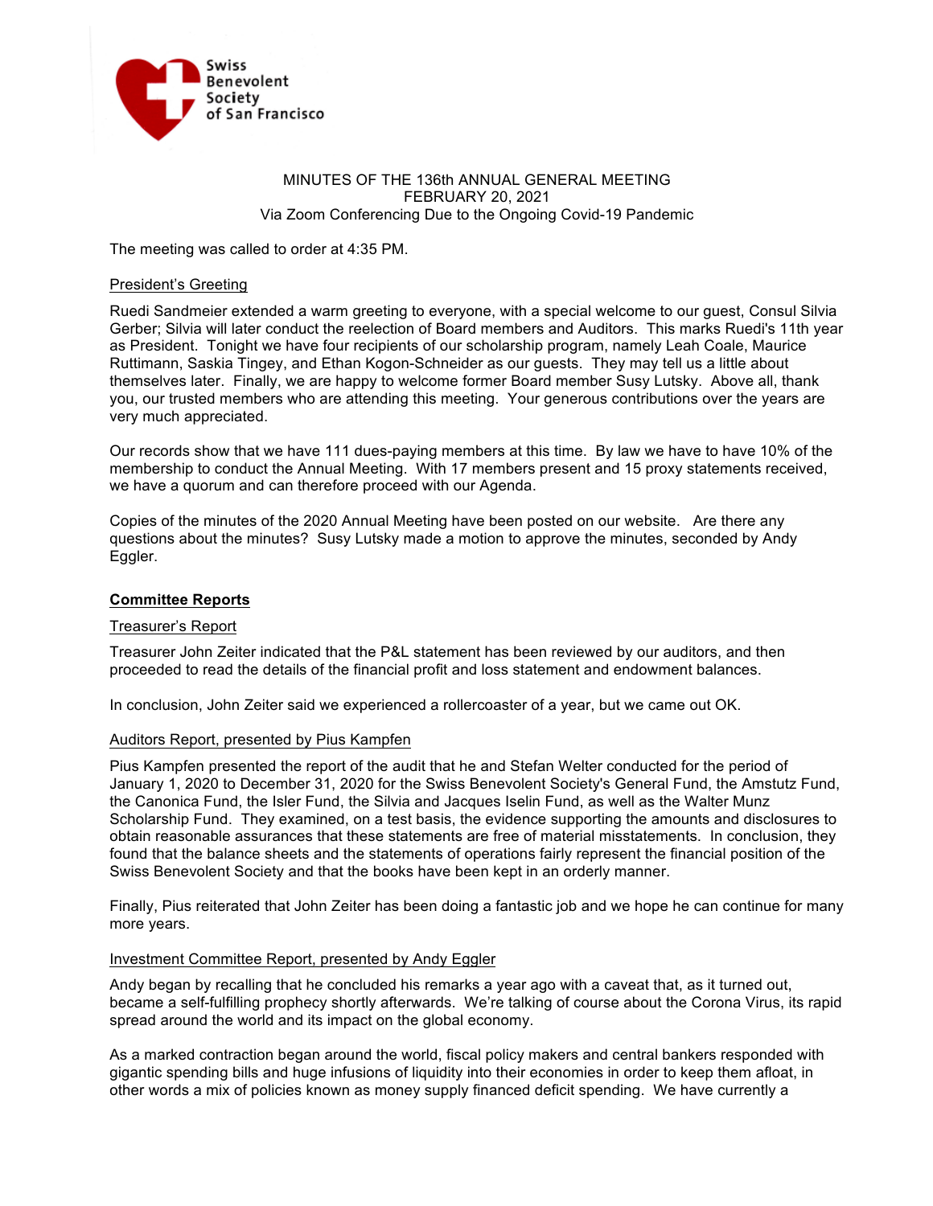Swiss Benevolent Society of San Francisco

MINUTES OF THE 136th ANNUAL GENERAL MEETING
FEBRUARY 20, 2021
Via Zoom Conferencing Due to the Ongoing Covid-19 Pandemic

The meeting was called to order at 4:35 PM.

President's Greeting

Ruedi Sandmeier extended a warm greeting to everyone, with a special welcome to our guest, Consul Silvia Gerber; Silvia will later conduct the reelection of Board members and Auditors. This marks Ruedi's 11th year as President. Tonight we have four recipients of our scholarship program, namely Leah Coale, Maurice Ruttimann, Saskia Tingey, and Ethan Kogon-Schneider as our guests. They may tell us a little about themselves later. Finally, we are happy to welcome former Board member Susy Lutsky. Above all, thank you, our trusted members who are attending this meeting. Your generous contributions over the years are very much appreciated.

Our records show that we have 111 dues-paying members at this time. By law we have to have 10% of the membership to conduct the Annual Meeting. With 17 members present and 15 proxy statements received, we have a quorum and can therefore proceed with our Agenda.

Copies of the minutes of the 2020 Annual Meeting have been posted on our website. Are there any questions about the minutes? Susy Lutsky made a motion to approve the minutes, seconded by Andy Eggler.

**Committee Reports**

Treasurer's Report

Treasurer John Zeiter indicated that the P&L statement has been reviewed by our auditors, and then proceeded to read the details of the financial profit and loss statement and endowment balances.

In conclusion, John Zeiter said we experienced a rollercoaster of a year, but we came out OK.

Auditors Report, presented by Pius Kampfen

Pius Kampfen presented the report of the audit that he and Stefan Welter conducted for the period of January 1, 2020 to December 31, 2020 for the Swiss Benevolent Society's General Fund, the Amstutz Fund, the Canonica Fund, the Isler Fund, the Silvia and Jacques Iselin Fund, as well as the Walter Munz Scholarship Fund. They examined, on a test basis, the evidence supporting the amounts and disclosures to obtain reasonable assurances that these statements are free of material misstatements. In conclusion, they found that the balance sheets and the statements of operations fairly represent the financial position of the Swiss Benevolent Society and that the books have been kept in an orderly manner.

Finally, Pius reiterated that John Zeiter has been doing a fantastic job and we hope he can continue for many more years.

Investment Committee Report, presented by Andy Eggler

Andy began by recalling that he concluded his remarks a year ago with a caveat that, as it turned out, became a self-fulfilling prophecy shortly afterwards. We're talking of course about the Corona Virus, its rapid spread around the world and its impact on the global economy.

As a marked contraction began around the world, fiscal policy makers and central bankers responded with gigantic spending bills and huge infusions of liquidity into their economies in order to keep them afloat, in other words a mix of policies known as money supply financed deficit spending. We have currently a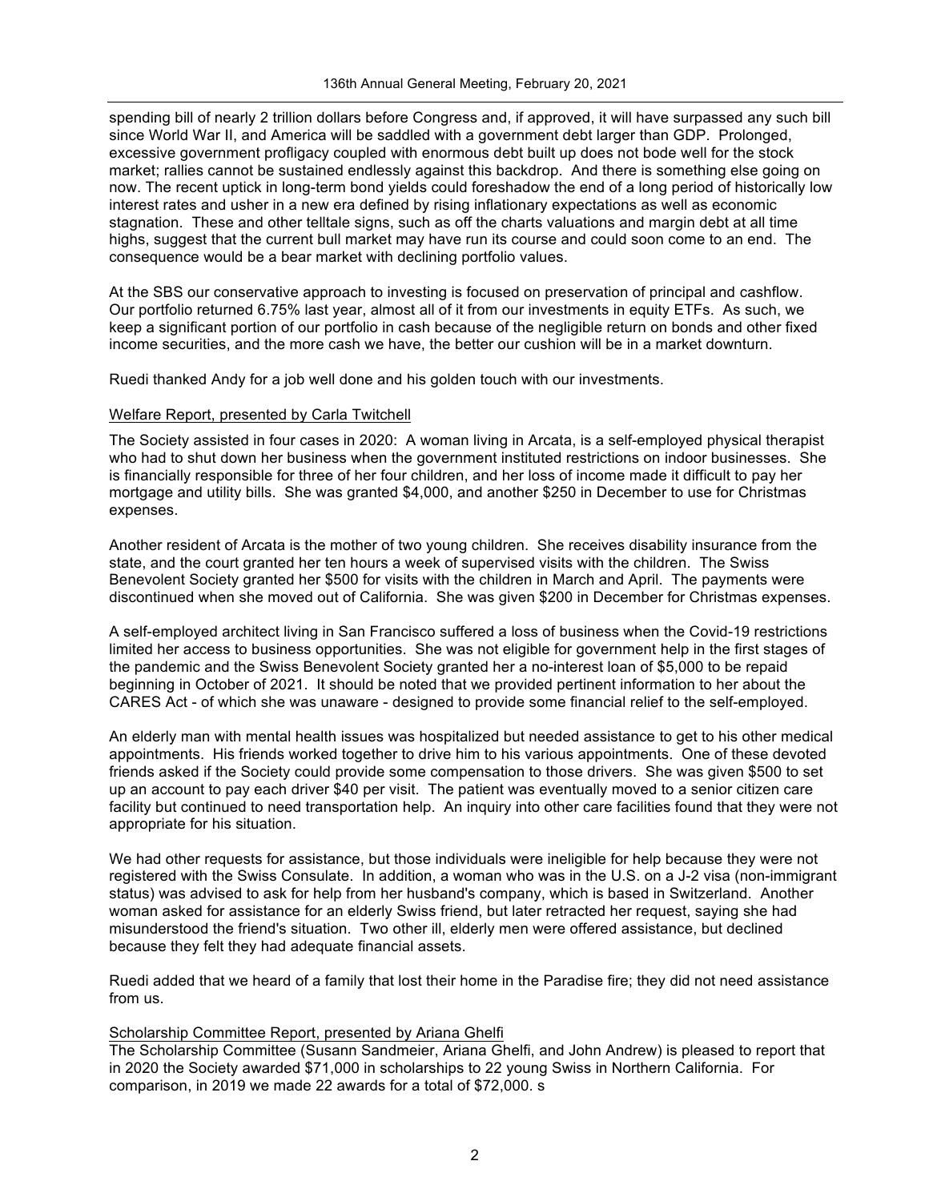spending bill of nearly 2 trillion dollars before Congress and, if approved, it will have surpassed any such bill since World War II, and America will be saddled with a government debt larger than GDP. Prolonged, excessive government profligacy coupled with enormous debt built up does not bode well for the stock market; rallies cannot be sustained endlessly against this backdrop. And there is something else going on now. The recent uptick in long-term bond yields could foreshadow the end of a long period of historically low interest rates and usher in a new era defined by rising inflationary expectations as well as economic stagnation. These and other telltale signs, such as off the charts valuations and margin debt at all time highs, suggest that the current bull market may have run its course and could soon come to an end. The consequence would be a bear market with declining portfolio values.

At the SBS our conservative approach to investing is focused on preservation of principal and cashflow. Our portfolio returned 6.75% last year, almost all of it from our investments in equity ETFs. As such, we keep a significant portion of our portfolio in cash because of the negligible return on bonds and other fixed income securities, and the more cash we have, the better our cushion will be in a market downturn.

Ruedi thanked Andy for a job well done and his golden touch with our investments.

<u>Welfare Report, presented by Carla Twitchell</u>

The Society assisted in four cases in 2020: A woman living in Arcata, is a self-employed physical therapist who had to shut down her business when the government instituted restrictions on indoor businesses. She is financially responsible for three of her four children, and her loss of income made it difficult to pay her mortgage and utility bills. She was granted $4,000, and another $250 in December to use for Christmas expenses.

Another resident of Arcata is the mother of two young children. She receives disability insurance from the state, and the court granted her ten hours a week of supervised visits with the children. The Swiss Benevolent Society granted her $500 for visits with the children in March and April. The payments were discontinued when she moved out of California. She was given $200 in December for Christmas expenses.

A self-employed architect living in San Francisco suffered a loss of business when the Covid-19 restrictions limited her access to business opportunities. She was not eligible for government help in the first stages of the pandemic and the Swiss Benevolent Society granted her a no-interest loan of $5,000 to be repaid beginning in October of 2021. It should be noted that we provided pertinent information to her about the CARES Act - of which she was unaware - designed to provide some financial relief to the self-employed.

An elderly man with mental health issues was hospitalized but needed assistance to get to his other medical appointments. His friends worked together to drive him to his various appointments. One of these devoted friends asked if the Society could provide some compensation to those drivers. She was given $500 to set up an account to pay each driver $40 per visit. The patient was eventually moved to a senior citizen care facility but continued to need transportation help. An inquiry into other care facilities found that they were not appropriate for his situation.

We had other requests for assistance, but those individuals were ineligible for help because they were not registered with the Swiss Consulate. In addition, a woman who was in the U.S. on a J-2 visa (non-immigrant status) was advised to ask for help from her husband's company, which is based in Switzerland. Another woman asked for assistance for an elderly Swiss friend, but later retracted her request, saying she had misunderstood the friend's situation. Two other ill, elderly men were offered assistance, but declined because they felt they had adequate financial assets.

Ruedi added that we heard of a family that lost their home in the Paradise fire; they did not need assistance from us.

<u>Scholarship Committee Report, presented by Ariana Ghelfi</u>

The Scholarship Committee (Susann Sandmeier, Ariana Ghelfi, and John Andrew) is pleased to report that in 2020 the Society awarded $71,000 in scholarships to 22 young Swiss in Northern California. For comparison, in 2019 we made 22 awards for a total of $72,000. s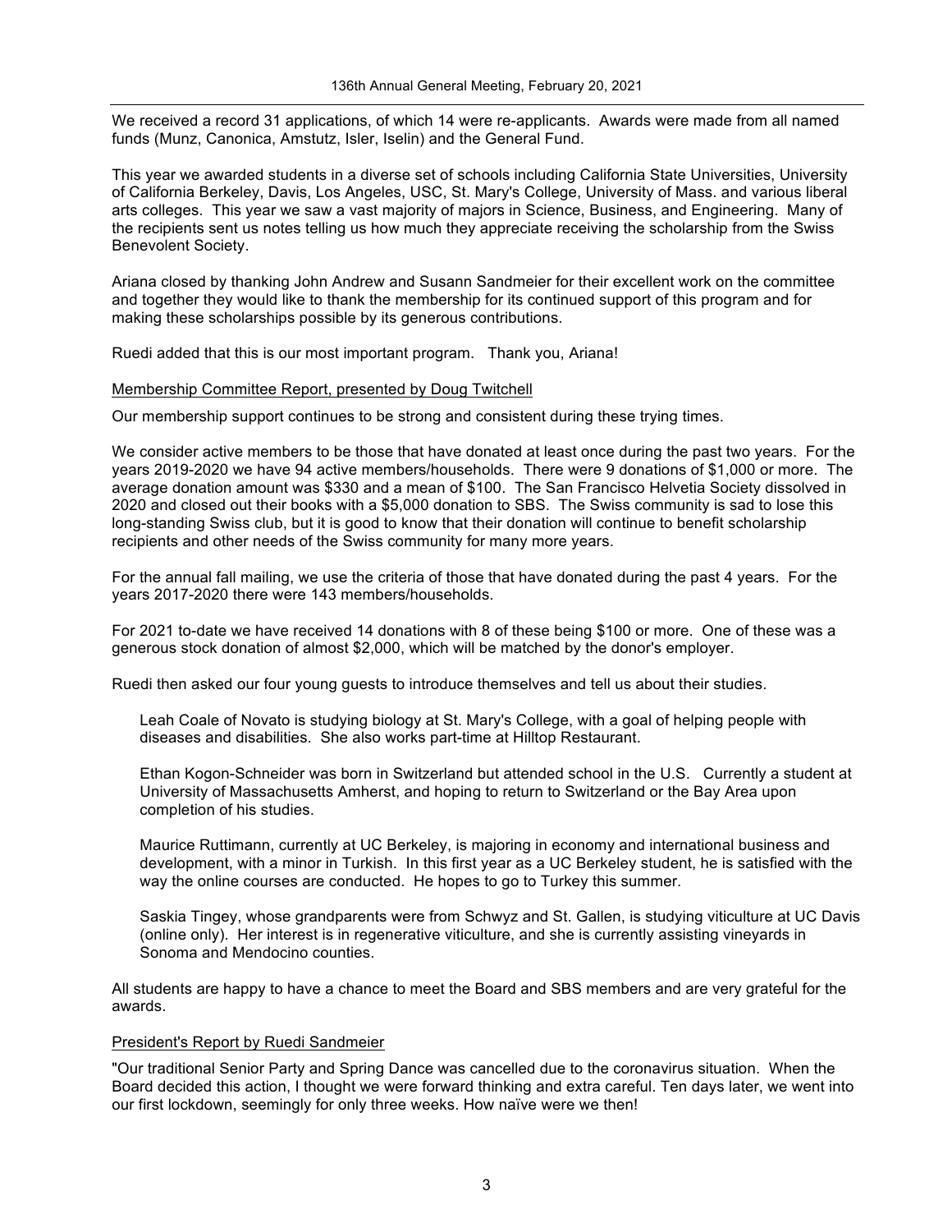We received a record 31 applications, of which 14 were re-applicants. Awards were made from all named funds (Munz, Canonica, Amstutz, Isler, Iselin) and the General Fund.

This year we awarded students in a diverse set of schools including California State Universities, University of California Berkeley, Davis, Los Angeles, USC, St. Mary's College, University of Mass. and various liberal arts colleges. This year we saw a vast majority of majors in Science, Business, and Engineering. Many of the recipients sent us notes telling us how much they appreciate receiving the scholarship from the Swiss Benevolent Society.

Ariana closed by thanking John Andrew and Susann Sandmeier for their excellent work on the committee and together they would like to thank the membership for its continued support of this program and for making these scholarships possible by its generous contributions.

Ruedi added that this is our most important program. Thank you, Ariana!

<u>Membership Committee Report, presented by Doug Twitchell</u>

Our membership support continues to be strong and consistent during these trying times.

We consider active members to be those that have donated at least once during the past two years. For the years 2019-2020 we have 94 active members/households. There were 9 donations of $1,000 or more. The average donation amount was $330 and a mean of $100. The San Francisco Helvetia Society dissolved in 2020 and closed out their books with a $5,000 donation to SBS. The Swiss community is sad to lose this long-standing Swiss club, but it is good to know that their donation will continue to benefit scholarship recipients and other needs of the Swiss community for many more years.

For the annual fall mailing, we use the criteria of those that have donated during the past 4 years. For the years 2017-2020 there were 143 members/households.

For 2021 to-date we have received 14 donations with 8 of these being $100 or more. One of these was a generous stock donation of almost $2,000, which will be matched by the donor's employer.

Ruedi then asked our four young guests to introduce themselves and tell us about their studies.

> Leah Coale of Novato is studying biology at St. Mary's College, with a goal of helping people with diseases and disabilities. She also works part-time at Hilltop Restaurant.
>
> Ethan Kogon-Schneider was born in Switzerland but attended school in the U.S. Currently a student at University of Massachusetts Amherst, and hoping to return to Switzerland or the Bay Area upon completion of his studies.
>
> Maurice Ruttimann, currently at UC Berkeley, is majoring in economy and international business and development, with a minor in Turkish. In this first year as a UC Berkeley student, he is satisfied with the way the online courses are conducted. He hopes to go to Turkey this summer.
>
> Saskia Tingey, whose grandparents were from Schwyz and St. Gallen, is studying viticulture at UC Davis (online only). Her interest is in regenerative viticulture, and she is currently assisting vineyards in Sonoma and Mendocino counties.

All students are happy to have a chance to meet the Board and SBS members and are very grateful for the awards.

<u>President's Report by Ruedi Sandmeier</u>

"Our traditional Senior Party and Spring Dance was cancelled due to the coronavirus situation. When the Board decided this action, I thought we were forward thinking and extra careful. Ten days later, we went into our first lockdown, seemingly for only three weeks. How naïve were we then!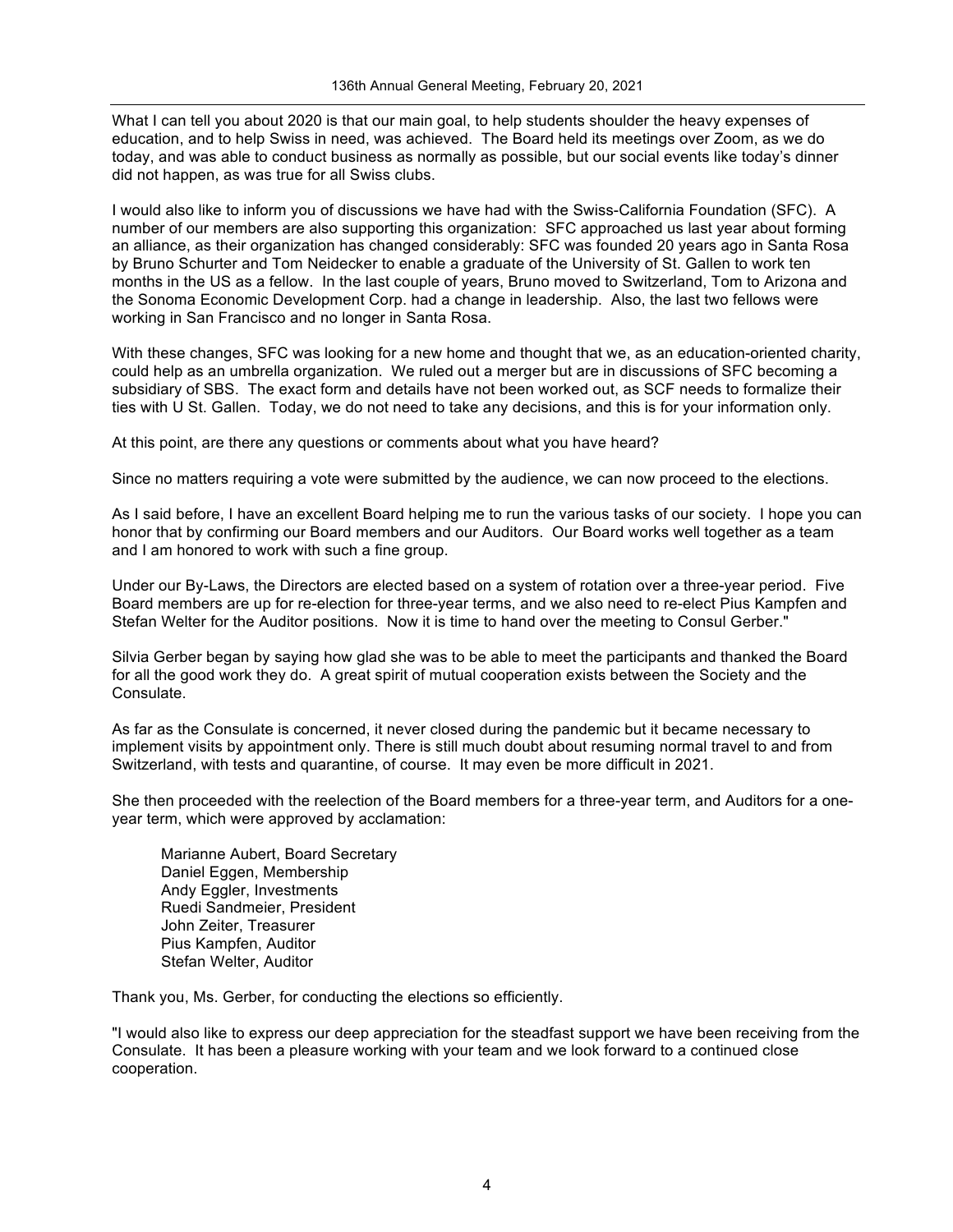What I can tell you about 2020 is that our main goal, to help students shoulder the heavy expenses of education, and to help Swiss in need, was achieved. The Board held its meetings over Zoom, as we do today, and was able to conduct business as normally as possible, but our social events like today's dinner did not happen, as was true for all Swiss clubs.

I would also like to inform you of discussions we have had with the Swiss-California Foundation (SFC). A number of our members are also supporting this organization: SFC approached us last year about forming an alliance, as their organization has changed considerably: SFC was founded 20 years ago in Santa Rosa by Bruno Schurter and Tom Neidecker to enable a graduate of the University of St. Gallen to work ten months in the US as a fellow. In the last couple of years, Bruno moved to Switzerland, Tom to Arizona and the Sonoma Economic Development Corp. had a change in leadership. Also, the last two fellows were working in San Francisco and no longer in Santa Rosa.

With these changes, SFC was looking for a new home and thought that we, as an education-oriented charity, could help as an umbrella organization. We ruled out a merger but are in discussions of SFC becoming a subsidiary of SBS. The exact form and details have not been worked out, as SCF needs to formalize their ties with U St. Gallen. Today, we do not need to take any decisions, and this is for your information only.

At this point, are there any questions or comments about what you have heard?

Since no matters requiring a vote were submitted by the audience, we can now proceed to the elections.

As I said before, I have an excellent Board helping me to run the various tasks of our society. I hope you can honor that by confirming our Board members and our Auditors. Our Board works well together as a team and I am honored to work with such a fine group.

Under our By-Laws, the Directors are elected based on a system of rotation over a three-year period. Five Board members are up for re-election for three-year terms, and we also need to re-elect Pius Kampfen and Stefan Welter for the Auditor positions. Now it is time to hand over the meeting to Consul Gerber."

Silvia Gerber began by saying how glad she was to be able to meet the participants and thanked the Board for all the good work they do. A great spirit of mutual cooperation exists between the Society and the Consulate.

As far as the Consulate is concerned, it never closed during the pandemic but it became necessary to implement visits by appointment only. There is still much doubt about resuming normal travel to and from Switzerland, with tests and quarantine, of course. It may even be more difficult in 2021.

She then proceeded with the reelection of the Board members for a three-year term, and Auditors for a one-year term, which were approved by acclamation:

Marianne Aubert, Board Secretary
Daniel Eggen, Membership
Andy Eggler, Investments
Ruedi Sandmeier, President
John Zeiter, Treasurer
Pius Kampfen, Auditor
Stefan Welter, Auditor

Thank you, Ms. Gerber, for conducting the elections so efficiently.

"I would also like to express our deep appreciation for the steadfast support we have been receiving from the Consulate. It has been a pleasure working with your team and we look forward to a continued close cooperation.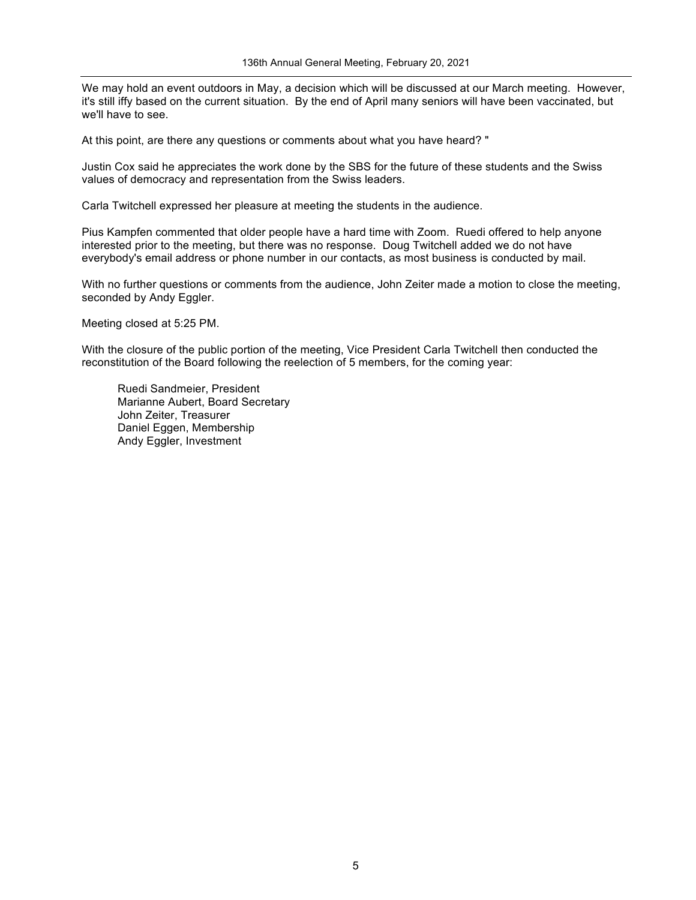We may hold an event outdoors in May, a decision which will be discussed at our March meeting. However, it's still iffy based on the current situation. By the end of April many seniors will have been vaccinated, but we'll have to see.

At this point, are there any questions or comments about what you have heard? "

Justin Cox said he appreciates the work done by the SBS for the future of these students and the Swiss values of democracy and representation from the Swiss leaders.

Carla Twitchell expressed her pleasure at meeting the students in the audience.

Pius Kampfen commented that older people have a hard time with Zoom. Ruedi offered to help anyone interested prior to the meeting, but there was no response. Doug Twitchell added we do not have everybody's email address or phone number in our contacts, as most business is conducted by mail.

With no further questions or comments from the audience, John Zeiter made a motion to close the meeting, seconded by Andy Eggler.

Meeting closed at 5:25 PM.

With the closure of the public portion of the meeting, Vice President Carla Twitchell then conducted the reconstitution of the Board following the reelection of 5 members, for the coming year:

Ruedi Sandmeier, President
Marianne Aubert, Board Secretary
John Zeiter, Treasurer
Daniel Eggen, Membership
Andy Eggler, Investment